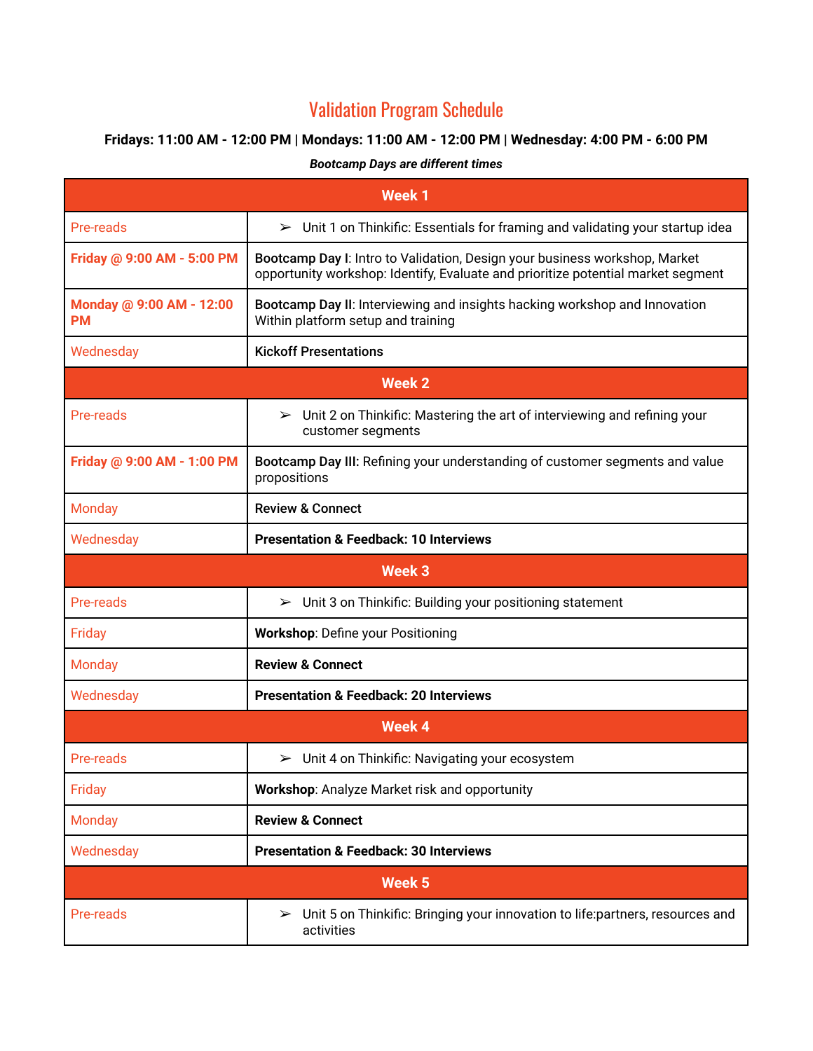# Validation Program Schedule

**Fridays: 11:00 AM - 12:00 PM | Mondays: 11:00 AM - 12:00 PM | Wednesday: 4:00 PM - 6:00 PM**

***Bootcamp Days are different times***

| **Week 1** | |
|---|---|
| Pre-reads | ➢ Unit 1 on Thinkific: Essentials for framing and validating your startup idea |
| **Friday @ 9:00 AM - 5:00 PM** | **Bootcamp Day I**: Intro to Validation, Design your business workshop, Market opportunity workshop: Identify, Evaluate and prioritize potential market segment |
| **Monday @ 9:00 AM - 12:00 PM** | **Bootcamp Day II**: Interviewing and insights hacking workshop and Innovation Within platform setup and training |
| Wednesday | **Kickoff Presentations** |
| **Week 2** | |
| Pre-reads | ➢ Unit 2 on Thinkific: Mastering the art of interviewing and refining your customer segments |
| **Friday @ 9:00 AM - 1:00 PM** | **Bootcamp Day III:** Refining your understanding of customer segments and value propositions |
| Monday | **Review & Connect** |
| Wednesday | **Presentation & Feedback: 10 Interviews** |
| **Week 3** | |
| Pre-reads | ➢ Unit 3 on Thinkific: Building your positioning statement |
| Friday | **Workshop**: Define your Positioning |
| Monday | **Review & Connect** |
| Wednesday | **Presentation & Feedback: 20 Interviews** |
| **Week 4** | |
| Pre-reads | ➢ Unit 4 on Thinkific: Navigating your ecosystem |
| Friday | **Workshop**: Analyze Market risk and opportunity |
| Monday | **Review & Connect** |
| Wednesday | **Presentation & Feedback: 30 Interviews** |
| **Week 5** | |
| Pre-reads | ➢ Unit 5 on Thinkific: Bringing your innovation to life:partners, resources and activities |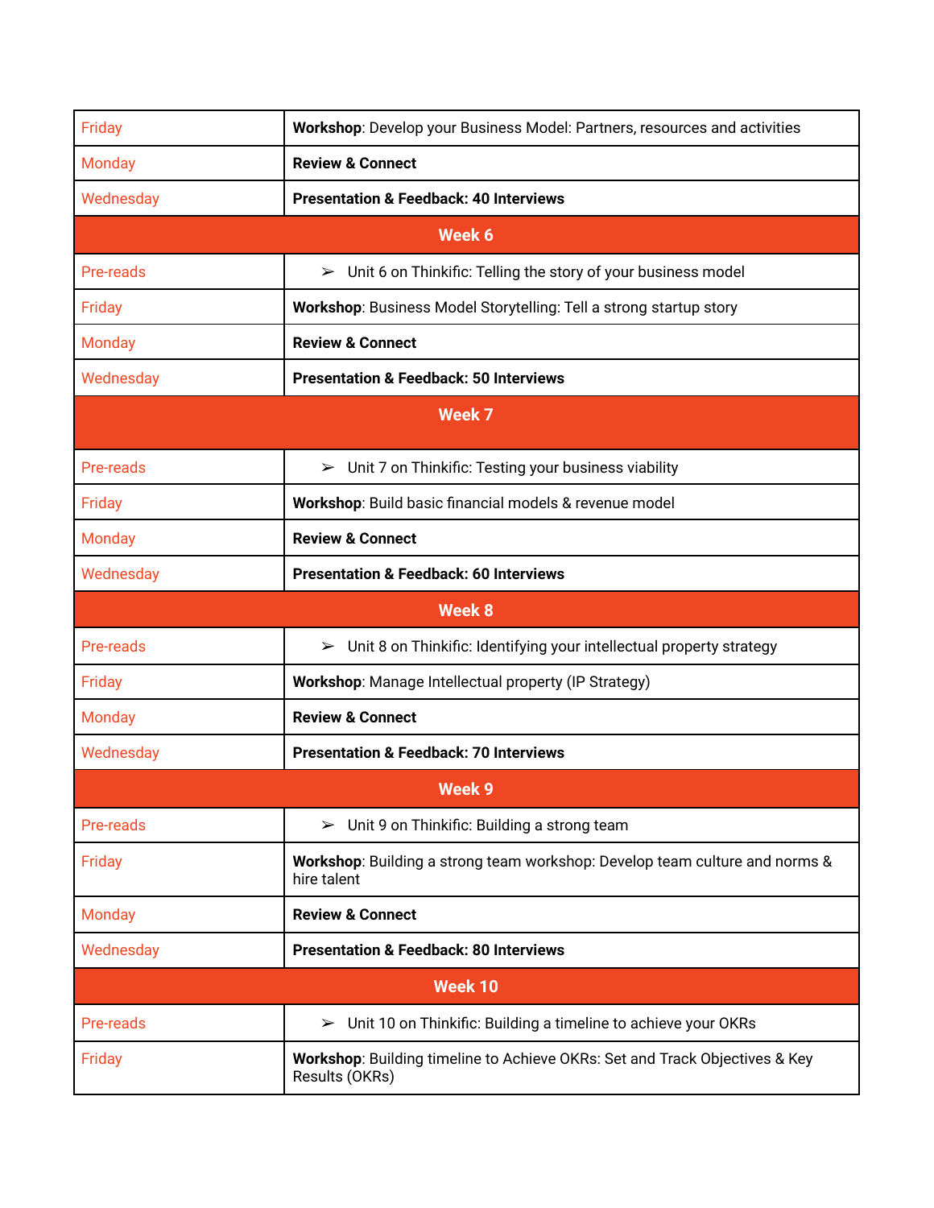| | |
|---|---|
| Friday | **Workshop**: Develop your Business Model: Partners, resources and activities |
| Monday | **Review & Connect** |
| Wednesday | **Presentation & Feedback: 40 Interviews** |
| **Week 6** | |
| Pre-reads | ➢ Unit 6 on Thinkific: Telling the story of your business model |
| Friday | **Workshop**: Business Model Storytelling: Tell a strong startup story |
| Monday | **Review & Connect** |
| Wednesday | **Presentation & Feedback: 50 Interviews** |
| **Week 7** | |
| Pre-reads | ➢ Unit 7 on Thinkific: Testing your business viability |
| Friday | **Workshop**: Build basic financial models & revenue model |
| Monday | **Review & Connect** |
| Wednesday | **Presentation & Feedback: 60 Interviews** |
| **Week 8** | |
| Pre-reads | ➢ Unit 8 on Thinkific: Identifying your intellectual property strategy |
| Friday | **Workshop**: Manage Intellectual property (IP Strategy) |
| Monday | **Review & Connect** |
| Wednesday | **Presentation & Feedback: 70 Interviews** |
| **Week 9** | |
| Pre-reads | ➢ Unit 9 on Thinkific: Building a strong team |
| Friday | **Workshop**: Building a strong team workshop: Develop team culture and norms & hire talent |
| Monday | **Review & Connect** |
| Wednesday | **Presentation & Feedback: 80 Interviews** |
| **Week 10** | |
| Pre-reads | ➢ Unit 10 on Thinkific: Building a timeline to achieve your OKRs |
| Friday | **Workshop**: Building timeline to Achieve OKRs: Set and Track Objectives & Key Results (OKRs) |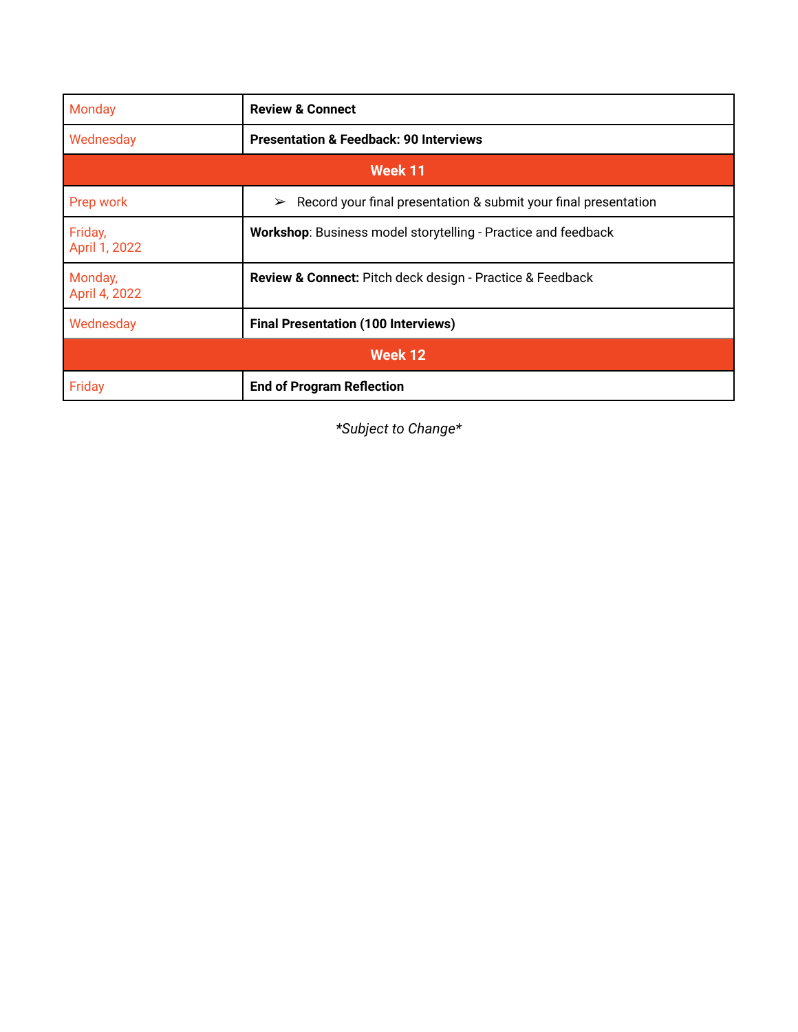| | |
|---|---|
| Monday | **Review & Connect** |
| Wednesday | **Presentation & Feedback: 90 Interviews** |
| **Week 11** | |
| Prep work | ➢ Record your final presentation & submit your final presentation |
| Friday, April 1, 2022 | **Workshop**: Business model storytelling - Practice and feedback |
| Monday, April 4, 2022 | **Review & Connect:** Pitch deck design - Practice & Feedback |
| Wednesday | **Final Presentation (100 Interviews)** |
| **Week 12** | |
| Friday | **End of Program Reflection** |

*\*Subject to Change\**